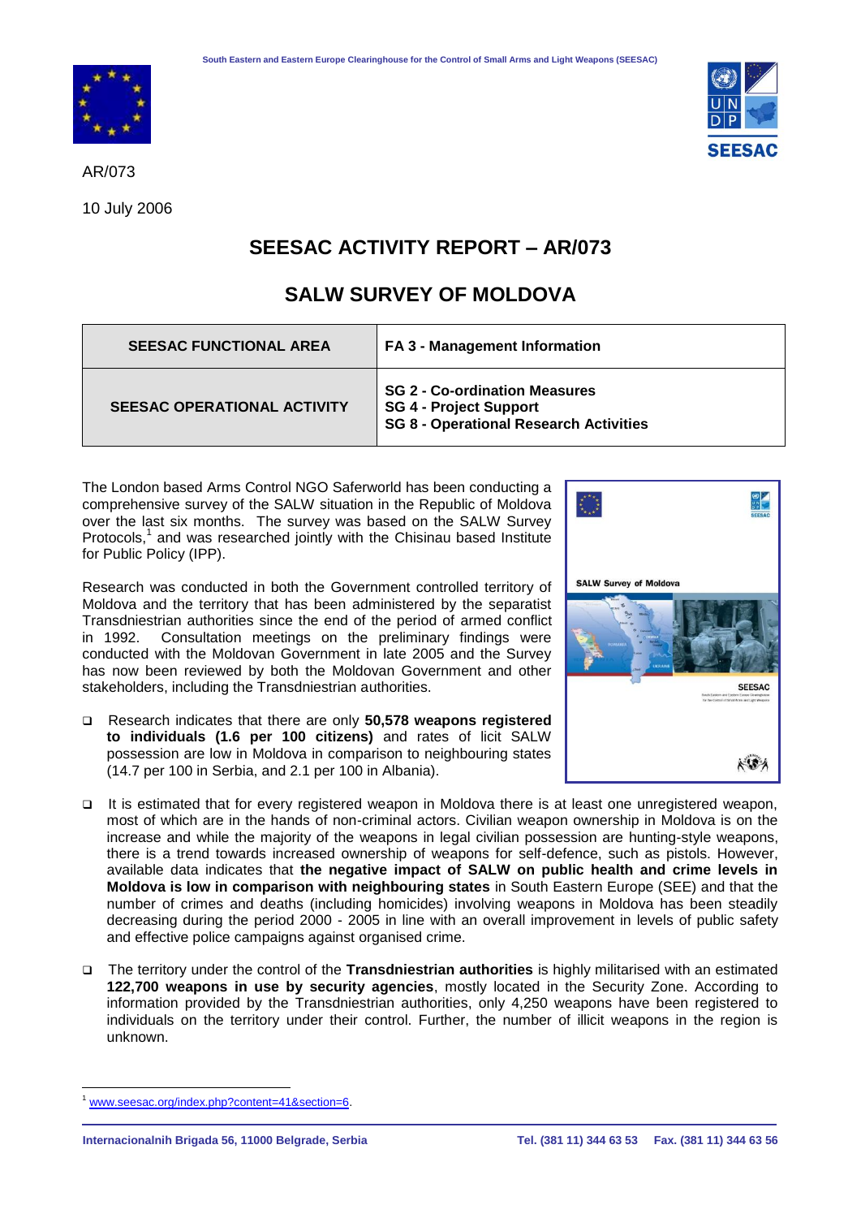AR/073

10 July 2006

# SEESAC ACTIVITY REPORT – AR/073

## SALW SURVEY OF MOLDOVA

| SEESAC FUNCTIONAL AREA | FA 3 - Management Information |
|---|---|
| SEESAC OPERATIONAL ACTIVITY | SG 2 - Co-ordination Measures<br>SG 4 - Project Support<br>SG 8 - Operational Research Activities |

The London based Arms Control NGO Saferworld has been conducting a comprehensive survey of the SALW situation in the Republic of Moldova over the last six months. The survey was based on the SALW Survey Protocols,[1] and was researched jointly with the Chisinau based Institute for Public Policy (IPP).

Research was conducted in both the Government controlled territory of Moldova and the territory that has been administered by the separatist Transdniestrian authorities since the end of the period of armed conflict in 1992. Consultation meetings on the preliminary findings were conducted with the Moldovan Government in late 2005 and the Survey has now been reviewed by both the Moldovan Government and other stakeholders, including the Transdniestrian authorities.

- Research indicates that there are only **50,578 weapons registered to individuals (1.6 per 100 citizens)** and rates of licit SALW possession are low in Moldova in comparison to neighbouring states (14.7 per 100 in Serbia, and 2.1 per 100 in Albania).

- It is estimated that for every registered weapon in Moldova there is at least one unregistered weapon, most of which are in the hands of non-criminal actors. Civilian weapon ownership in Moldova is on the increase and while the majority of the weapons in legal civilian possession are hunting-style weapons, there is a trend towards increased ownership of weapons for self-defence, such as pistols. However, available data indicates that **the negative impact of SALW on public health and crime levels in Moldova is low in comparison with neighbouring states** in South Eastern Europe (SEE) and that the number of crimes and deaths (including homicides) involving weapons in Moldova has been steadily decreasing during the period 2000 - 2005 in line with an overall improvement in levels of public safety and effective police campaigns against organised crime.

- The territory under the control of the **Transdniestrian authorities** is highly militarised with an estimated **122,700 weapons in use by security agencies**, mostly located in the Security Zone. According to information provided by the Transdniestrian authorities, only 4,250 weapons have been registered to individuals on the territory under their control. Further, the number of illicit weapons in the region is unknown.

---

[1] www.seesac.org/index.php?content=41&section=6.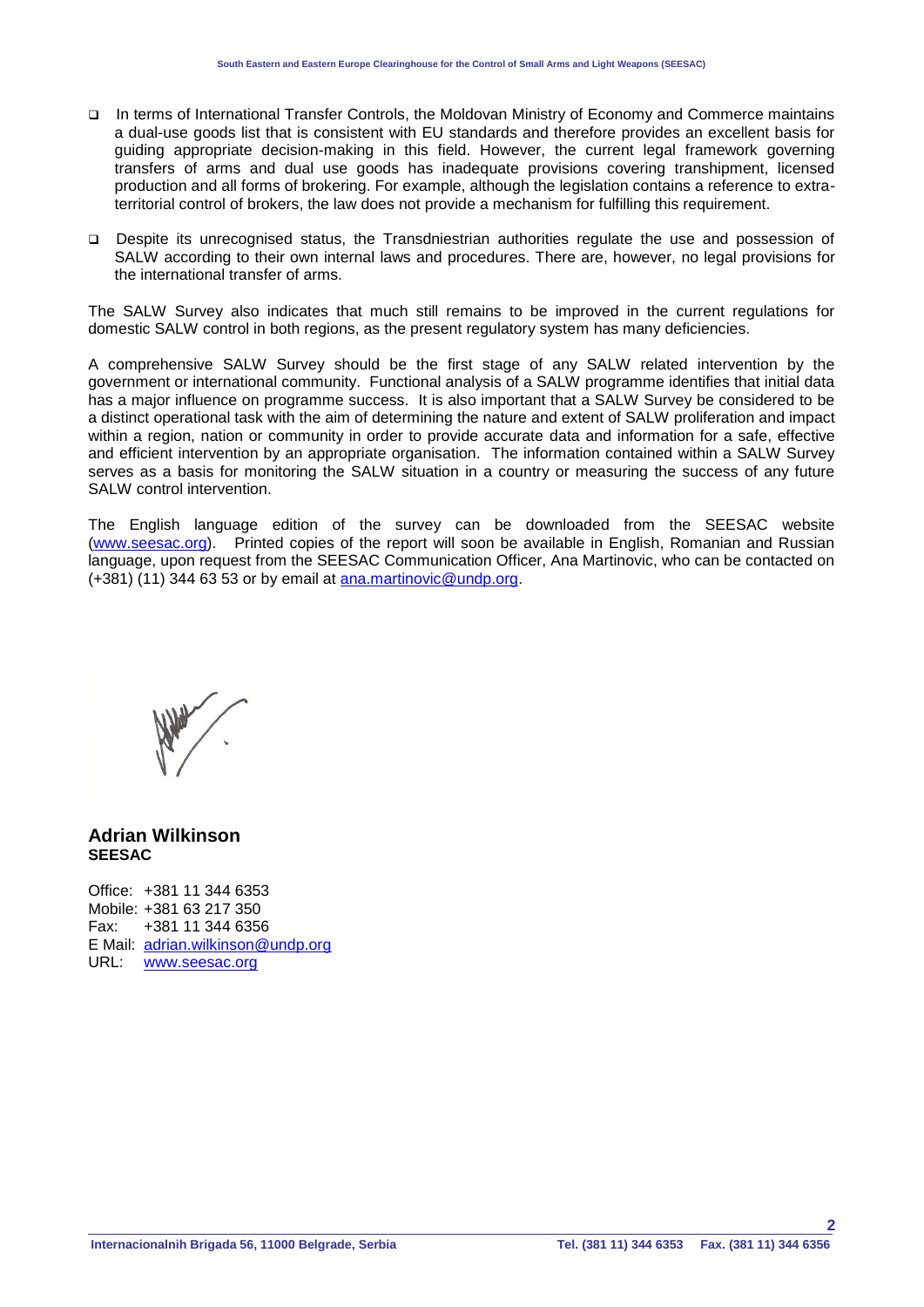- In terms of International Transfer Controls, the Moldovan Ministry of Economy and Commerce maintains a dual-use goods list that is consistent with EU standards and therefore provides an excellent basis for guiding appropriate decision-making in this field. However, the current legal framework governing transfers of arms and dual use goods has inadequate provisions covering transhipment, licensed production and all forms of brokering. For example, although the legislation contains a reference to extra-territorial control of brokers, the law does not provide a mechanism for fulfilling this requirement.

- Despite its unrecognised status, the Transdniestrian authorities regulate the use and possession of SALW according to their own internal laws and procedures. There are, however, no legal provisions for the international transfer of arms.

The SALW Survey also indicates that much still remains to be improved in the current regulations for domestic SALW control in both regions, as the present regulatory system has many deficiencies.

A comprehensive SALW Survey should be the first stage of any SALW related intervention by the government or international community. Functional analysis of a SALW programme identifies that initial data has a major influence on programme success. It is also important that a SALW Survey be considered to be a distinct operational task with the aim of determining the nature and extent of SALW proliferation and impact within a region, nation or community in order to provide accurate data and information for a safe, effective and efficient intervention by an appropriate organisation. The information contained within a SALW Survey serves as a basis for monitoring the SALW situation in a country or measuring the success of any future SALW control intervention.

The English language edition of the survey can be downloaded from the SEESAC website (www.seesac.org). Printed copies of the report will soon be available in English, Romanian and Russian language, upon request from the SEESAC Communication Officer, Ana Martinovic, who can be contacted on (+381) (11) 344 63 53 or by email at ana.martinovic@undp.org.

**Adrian Wilkinson**
**SEESAC**

Office: +381 11 344 6353
Mobile: +381 63 217 350
Fax: +381 11 344 6356
E Mail: adrian.wilkinson@undp.org
URL: www.seesac.org